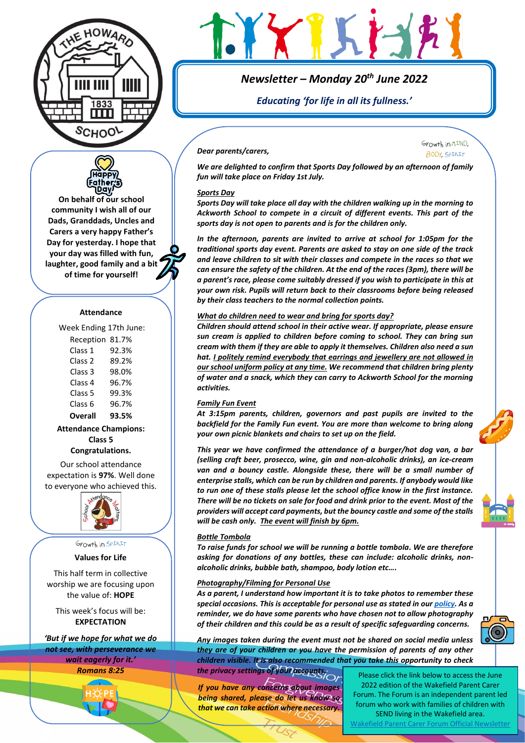THE HOWARD SCHOOL 1833

# Newsletter – Monday 20th June 2022

*Educating 'for life in all its fullness.'*

Growth in MIND, BODY, SPIRIT

**Happy Father's Day!**

**On behalf of our school community I wish all of our Dads, Granddads, Uncles and Carers a very happy Father's Day for yesterday. I hope that your day was filled with fun, laughter, good family and a bit of time for yourself!**

## Attendance

Week Ending 17th June:

| | |
|---|---|
| Reception | 81.7% |
| Class 1 | 92.3% |
| Class 2 | 89.2% |
| Class 3 | 98.0% |
| Class 4 | 96.7% |
| Class 5 | 99.3% |
| Class 6 | 96.7% |
| **Overall** | **93.5%** |

**Attendance Champions: Class 5**
**Congratulations.**

Our school attendance expectation is **97%**. Well done to everyone who achieved this.

Growth in SPIRIT

## Values for Life

This half term in collective worship we are focusing upon the value of: **HOPE**

This week's focus will be: **EXPECTATION**

***'But if we hope for what we do not see, with perseverance we wait eagerly for it.' Romans 8:25***

*Dear parents/carers,*

***We are delighted to confirm that Sports Day followed by an afternoon of family fun will take place on Friday 1st July.***

***Sports Day***

***Sports Day will take place all day with the children walking up in the morning to Ackworth School to compete in a circuit of different events. This part of the sports day is not open to parents and is for the children only.***

***In the afternoon, parents are invited to arrive at school for 1:05pm for the traditional sports day event. Parents are asked to stay on one side of the track and leave children to sit with their classes and compete in the races so that we can ensure the safety of the children. At the end of the races (3pm), there will be a parent's race, please come suitably dressed if you wish to participate in this at your own risk. Pupils will return back to their classrooms before being released by their class teachers to the normal collection points.***

***What do children need to wear and bring for sports day?***

***Children should attend school in their active wear. If appropriate, please ensure sun cream is applied to children before coming to school. They can bring sun cream with them if they are able to apply it themselves. Children also need a sun hat. I politely remind everybody that earrings and jewellery are not allowed in our school uniform policy at any time. We recommend that children bring plenty of water and a snack, which they can carry to Ackworth School for the morning activities.***

***Family Fun Event***

***At 3:15pm parents, children, governors and past pupils are invited to the backfield for the Family Fun event. You are more than welcome to bring along your own picnic blankets and chairs to set up on the field.***

***This year we have confirmed the attendance of a burger/hot dog van, a bar (selling craft beer, prosecco, wine, gin and non-alcoholic drinks), an ice-cream van and a bouncy castle. Alongside these, there will be a small number of enterprise stalls, which can be run by children and parents. If anybody would like to run one of these stalls please let the school office know in the first instance. There will be no tickets on sale for food and drink prior to the event. Most of the providers will accept card payments, but the bouncy castle and some of the stalls will be cash only. The event will finish by 6pm.***

***Bottle Tombola***

***To raise funds for school we will be running a bottle tombola. We are therefore asking for donations of any bottles, these can include: alcoholic drinks, non-alcoholic drinks, bubble bath, shampoo, body lotion etc….***

***Photography/Filming for Personal Use***

***As a parent, I understand how important it is to take photos to remember these special occasions. This is acceptable for personal use as stated in our policy. As a reminder, we do have some parents who have chosen not to allow photography of their children and this could be as a result of specific safeguarding concerns.***

***Any images taken during the event must not be shared on social media unless they are of your children or you have the permission of parents of any other children visible. It is also recommended that you take this opportunity to check the privacy settings of your accounts.***

***If you have any concerns about images being shared, please do let us know so that we can take action where necessary.***

Please click the link below to access the June 2022 edition of the Wakefield Parent Carer Forum. The Forum is an independent parent led forum who work with families of children with SEND living in the Wakefield area.
Wakefield Parent Carer Forum Official Newsletter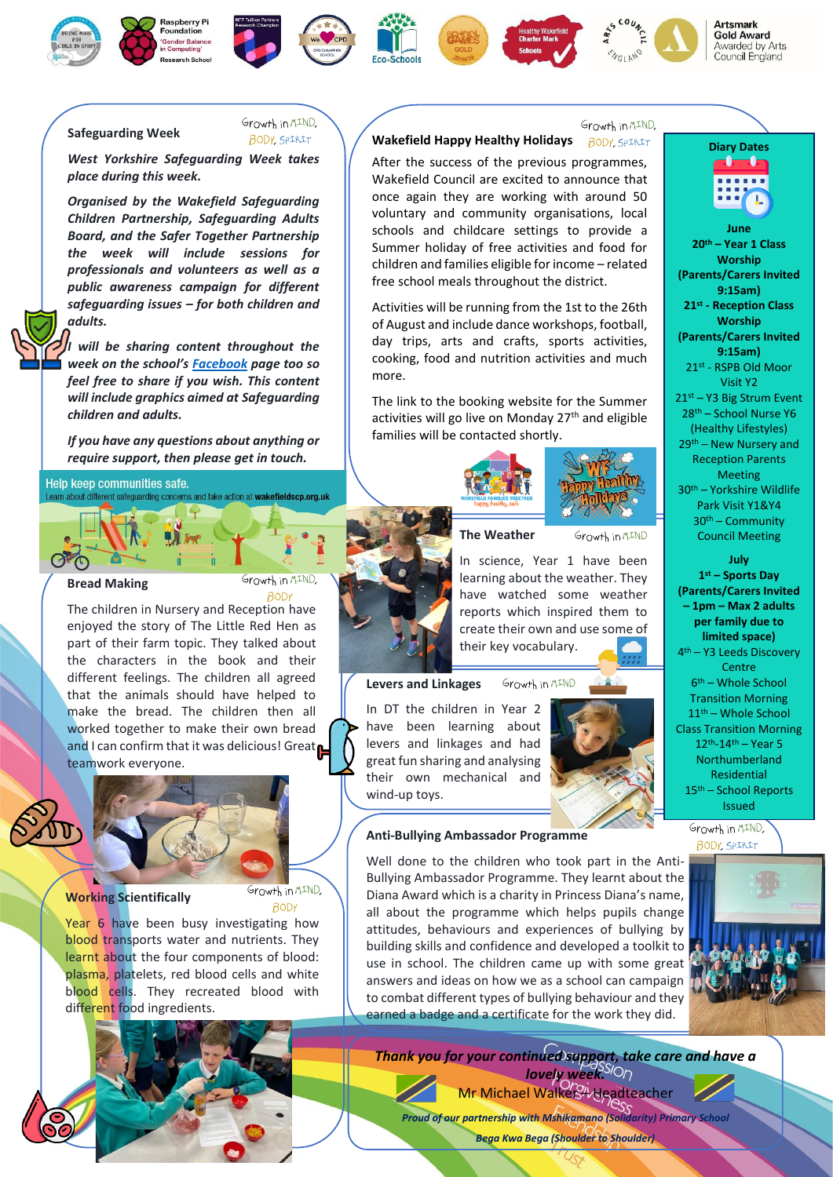Raspberry Pi Foundation 'Gender Balance in Computing' Research School

Artsmark Gold Award Awarded by Arts Council England

## Safeguarding Week

Growth in MIND, BODY, SPIRIT

***West Yorkshire Safeguarding Week takes place during this week.***

***Organised by the Wakefield Safeguarding Children Partnership, Safeguarding Adults Board, and the Safer Together Partnership the week will include sessions for professionals and volunteers as well as a public awareness campaign for different safeguarding issues – for both children and adults.***

***I will be sharing content throughout the week on the school's Facebook page too so feel free to share if you wish. This content will include graphics aimed at Safeguarding children and adults.***

***If you have any questions about anything or require support, then please get in touch.***

Help keep communities safe.
Learn about different safeguarding concerns and take action at **wakefieldscp.org.uk**

## Bread Making

Growth in MIND, BODY

The children in Nursery and Reception have enjoyed the story of The Little Red Hen as part of their farm topic. They talked about the characters in the book and their different feelings. The children all agreed that the animals should have helped to make the bread. The children then all worked together to make their own bread and I can confirm that it was delicious! Great teamwork everyone.

## Working Scientifically

Growth in MIND, BODY

Year 6 have been busy investigating how blood transports water and nutrients. They learnt about the four components of blood: plasma, platelets, red blood cells and white blood cells. They recreated blood with different food ingredients.

## Wakefield Happy Healthy Holidays

Growth in MIND, BODY, SPIRIT

After the success of the previous programmes, Wakefield Council are excited to announce that once again they are working with around 50 voluntary and community organisations, local schools and childcare settings to provide a Summer holiday of free activities and food for children and families eligible for income – related free school meals throughout the district.

Activities will be running from the 1st to the 26th of August and include dance workshops, football, day trips, arts and crafts, sports activities, cooking, food and nutrition activities and much more.

The link to the booking website for the Summer activities will go live on Monday 27th and eligible families will be contacted shortly.

## The Weather

Growth in MIND

In science, Year 1 have been learning about the weather. They have watched some weather reports which inspired them to create their own and use some of their key vocabulary.

## Levers and Linkages

Growth in MIND

In DT the children in Year 2 have been learning about levers and linkages and had great fun sharing and analysing their own mechanical and wind-up toys.

## Anti-Bullying Ambassador Programme

Growth in MIND, BODY, SPIRIT

Well done to the children who took part in the Anti-Bullying Ambassador Programme. They learnt about the Diana Award which is a charity in Princess Diana's name, all about the programme which helps pupils change attitudes, behaviours and experiences of bullying by building skills and confidence and developed a toolkit to use in school. The children came up with some great answers and ideas on how we as a school can campaign to combat different types of bullying behaviour and they earned a badge and a certificate for the work they did.

## Diary Dates

**June**

**20th – Year 1 Class Worship (Parents/Carers Invited 9:15am)**

**21st - Reception Class Worship (Parents/Carers Invited 9:15am)**

21st - RSPB Old Moor Visit Y2

21st – Y3 Big Strum Event

28th – School Nurse Y6 (Healthy Lifestyles)

29th – New Nursery and Reception Parents Meeting

30th – Yorkshire Wildlife Park Visit Y1&Y4

30th – Community Council Meeting

**July**

**1st – Sports Day (Parents/Carers Invited – 1pm – Max 2 adults per family due to limited space)**

4th – Y3 Leeds Discovery Centre

6th – Whole School Transition Morning

11th – Whole School Class Transition Morning

12th-14th – Year 5 Northumberland Residential

15th – School Reports Issued

***Thank you for your continued support, take care and have a lovely week.***

Mr Michael Walker – Headteacher

***Proud of our partnership with Mshikamano (Solidarity) Primary School***

***Bega Kwa Bega (Shoulder to Shoulder)***